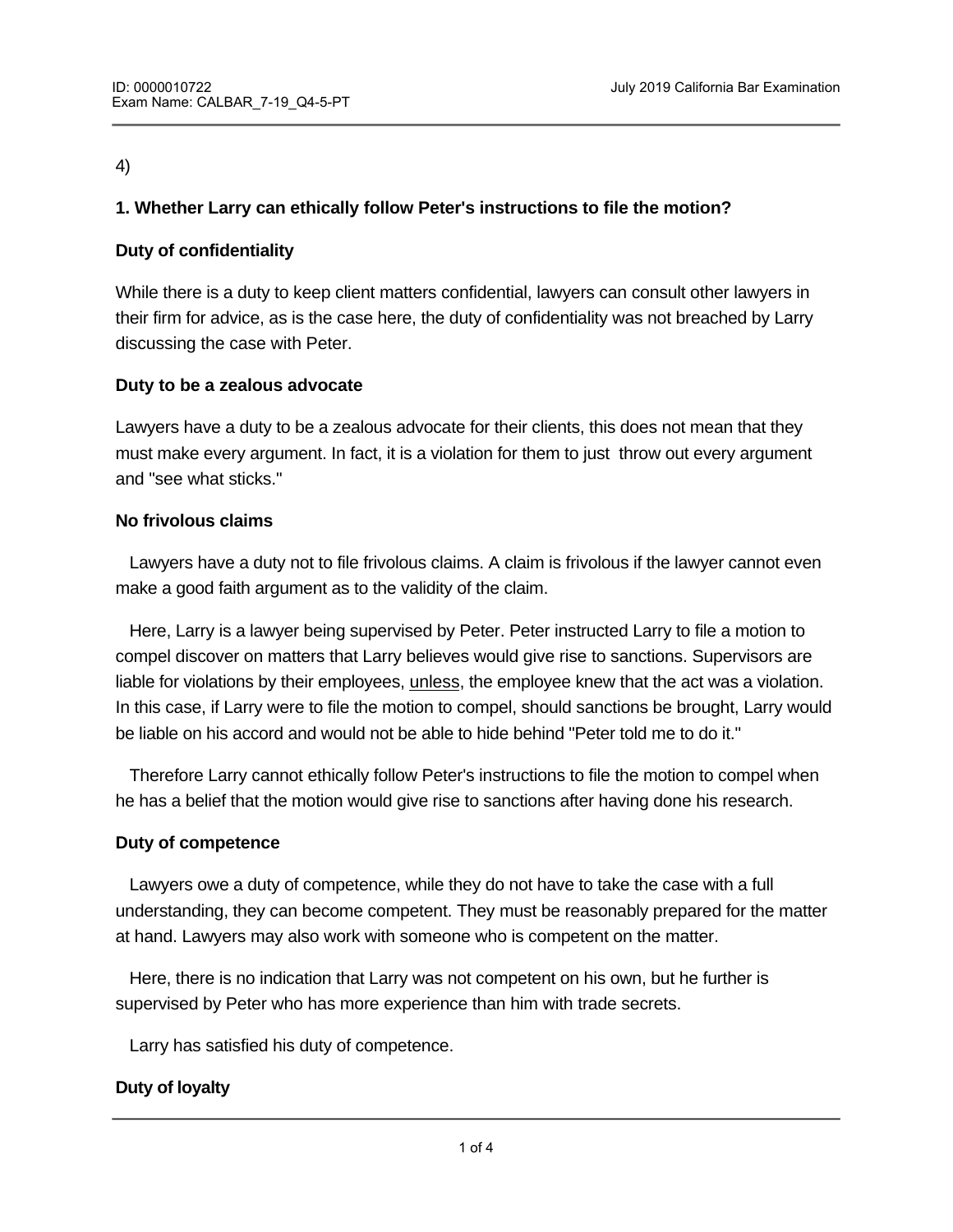4)

**1. Whether Larry can ethically follow Peter's instructions to file the motion?**

**Duty of confidentiality**

While there is a duty to keep client matters confidential, lawyers can consult other lawyers in their firm for advice, as is the case here, the duty of confidentiality was not breached by Larry discussing the case with Peter.

**Duty to be a zealous advocate**

Lawyers have a duty to be a zealous advocate for their clients, this does not mean that they must make every argument. In fact, it is a violation for them to just throw out every argument and "see what sticks."

**No frivolous claims**

Lawyers have a duty not to file frivolous claims. A claim is frivolous if the lawyer cannot even make a good faith argument as to the validity of the claim.

Here, Larry is a lawyer being supervised by Peter. Peter instructed Larry to file a motion to compel discover on matters that Larry believes would give rise to sanctions. Supervisors are liable for violations by their employees, <u>unless</u>, the employee knew that the act was a violation. In this case, if Larry were to file the motion to compel, should sanctions be brought, Larry would be liable on his accord and would not be able to hide behind "Peter told me to do it."

Therefore Larry cannot ethically follow Peter's instructions to file the motion to compel when he has a belief that the motion would give rise to sanctions after having done his research.

**Duty of competence**

Lawyers owe a duty of competence, while they do not have to take the case with a full understanding, they can become competent. They must be reasonably prepared for the matter at hand. Lawyers may also work with someone who is competent on the matter.

Here, there is no indication that Larry was not competent on his own, but he further is supervised by Peter who has more experience than him with trade secrets.

Larry has satisfied his duty of competence.

**Duty of loyalty**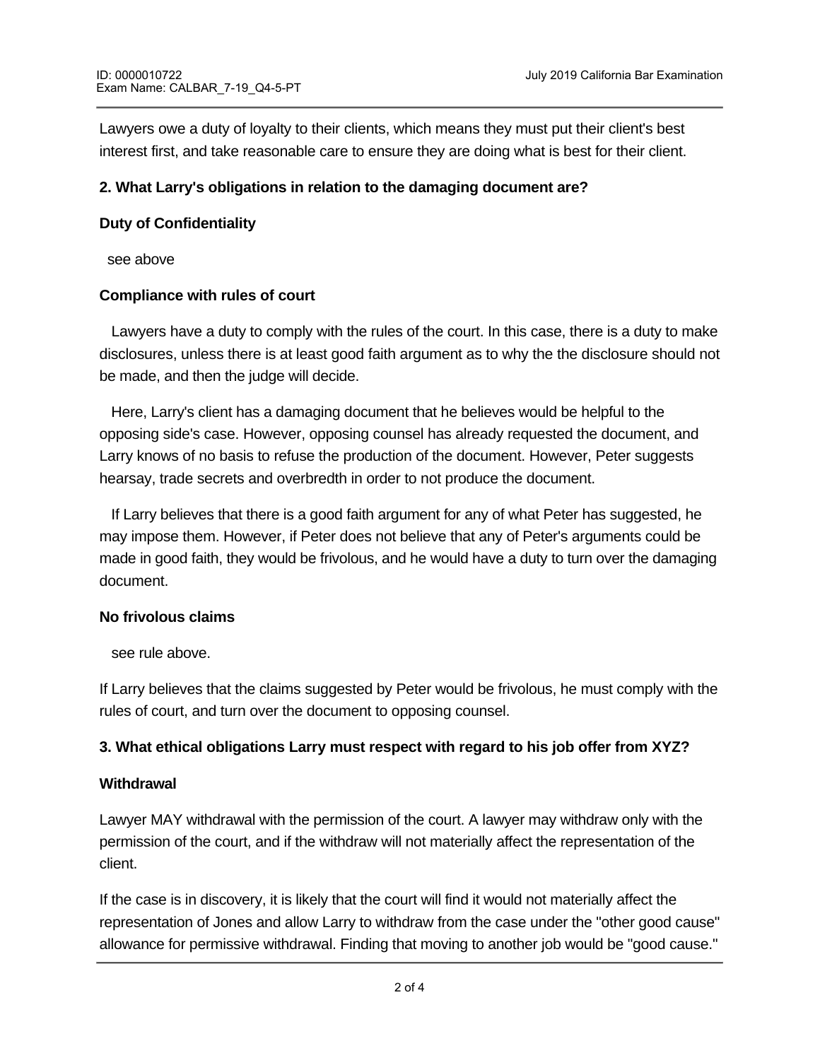Lawyers owe a duty of loyalty to their clients, which means they must put their client's best interest first, and take reasonable care to ensure they are doing what is best for their client.

**2. What Larry's obligations in relation to the damaging document are?**

**Duty of Confidentiality**

see above

**Compliance with rules of court**

Lawyers have a duty to comply with the rules of the court. In this case, there is a duty to make disclosures, unless there is at least good faith argument as to why the the disclosure should not be made, and then the judge will decide.

Here, Larry's client has a damaging document that he believes would be helpful to the opposing side's case. However, opposing counsel has already requested the document, and Larry knows of no basis to refuse the production of the document. However, Peter suggests hearsay, trade secrets and overbredth in order to not produce the document.

If Larry believes that there is a good faith argument for any of what Peter has suggested, he may impose them. However, if Peter does not believe that any of Peter's arguments could be made in good faith, they would be frivolous, and he would have a duty to turn over the damaging document.

**No frivolous claims**

see rule above.

If Larry believes that the claims suggested by Peter would be frivolous, he must comply with the rules of court, and turn over the document to opposing counsel.

**3. What ethical obligations Larry must respect with regard to his job offer from XYZ?**

**Withdrawal**

Lawyer MAY withdrawal with the permission of the court. A lawyer may withdraw only with the permission of the court, and if the withdraw will not materially affect the representation of the client.

If the case is in discovery, it is likely that the court will find it would not materially affect the representation of Jones and allow Larry to withdraw from the case under the "other good cause" allowance for permissive withdrawal. Finding that moving to another job would be "good cause."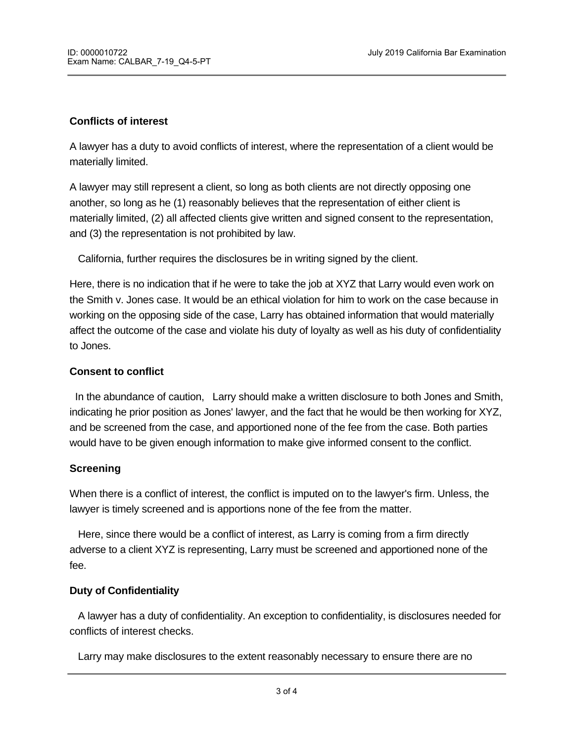**Conflicts of interest**

A lawyer has a duty to avoid conflicts of interest, where the representation of a client would be materially limited.

A lawyer may still represent a client, so long as both clients are not directly opposing one another, so long as he (1) reasonably believes that the representation of either client is materially limited, (2) all affected clients give written and signed consent to the representation, and (3) the representation is not prohibited by law.

California, further requires the disclosures be in writing signed by the client.

Here, there is no indication that if he were to take the job at XYZ that Larry would even work on the Smith v. Jones case. It would be an ethical violation for him to work on the case because in working on the opposing side of the case, Larry has obtained information that would materially affect the outcome of the case and violate his duty of loyalty as well as his duty of confidentiality to Jones.

**Consent to conflict**

In the abundance of caution, Larry should make a written disclosure to both Jones and Smith, indicating he prior position as Jones' lawyer, and the fact that he would be then working for XYZ, and be screened from the case, and apportioned none of the fee from the case. Both parties would have to be given enough information to make give informed consent to the conflict.

**Screening**

When there is a conflict of interest, the conflict is imputed on to the lawyer's firm. Unless, the lawyer is timely screened and is apportions none of the fee from the matter.

Here, since there would be a conflict of interest, as Larry is coming from a firm directly adverse to a client XYZ is representing, Larry must be screened and apportioned none of the fee.

**Duty of Confidentiality**

A lawyer has a duty of confidentiality. An exception to confidentiality, is disclosures needed for conflicts of interest checks.

Larry may make disclosures to the extent reasonably necessary to ensure there are no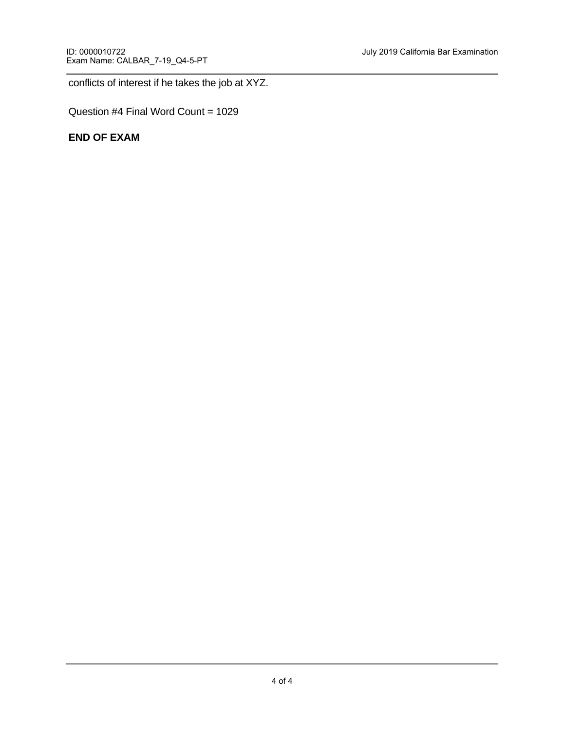conflicts of interest if he takes the job at XYZ.

Question #4 Final Word Count = 1029

**END OF EXAM**